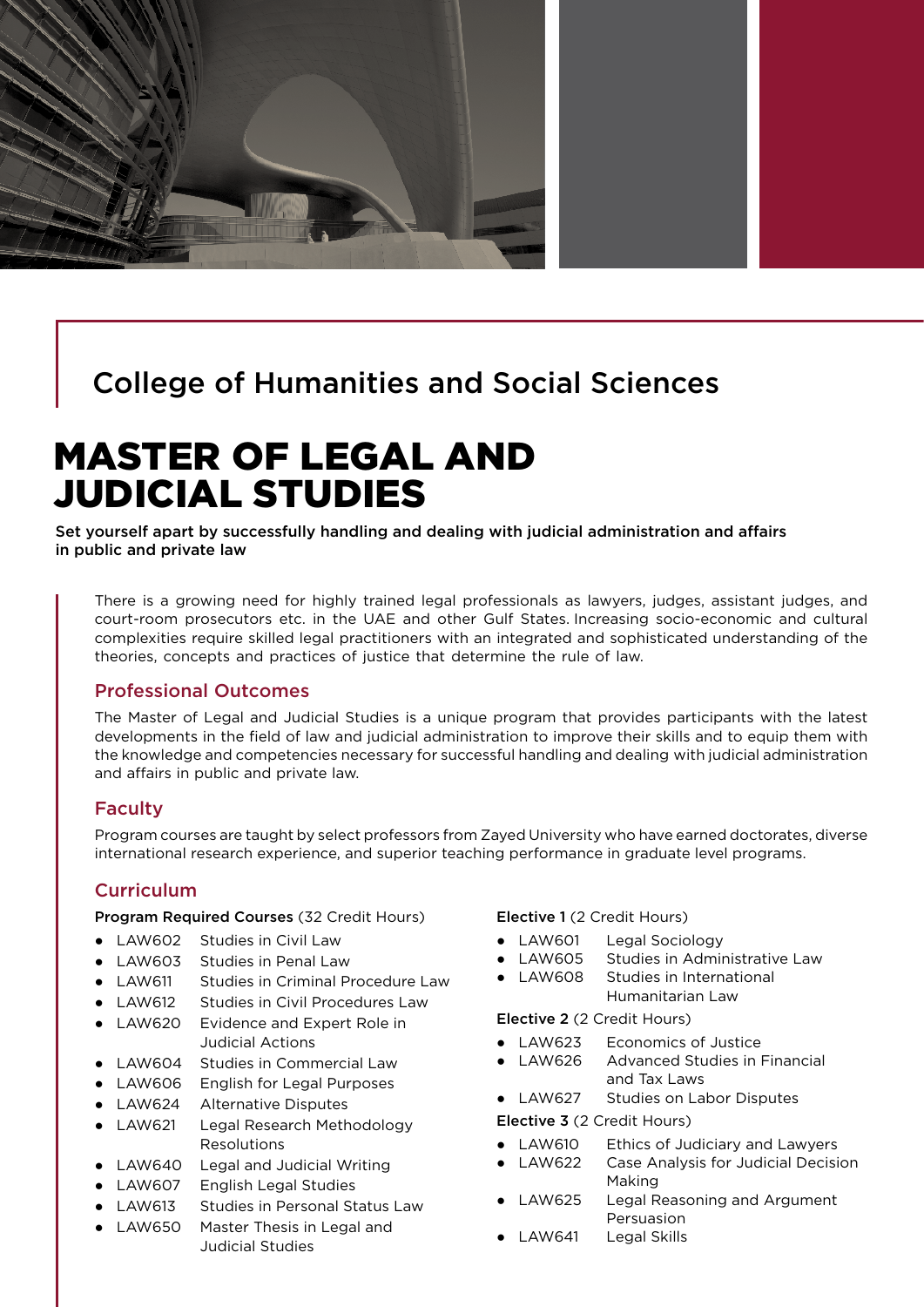## College of Humanities and Social Sciences

# MASTER OF LEGAL AND JUDICIAL STUDIES

**Set yourself apart by successfully handling and dealing with judicial administration and affairs in public and private law**

There is a growing need for highly trained legal professionals as lawyers, judges, assistant judges, and court-room prosecutors etc. in the UAE and other Gulf States. Increasing socio-economic and cultural complexities require skilled legal practitioners with an integrated and sophisticated understanding of the theories, concepts and practices of justice that determine the rule of law.

### Professional Outcomes

The Master of Legal and Judicial Studies is a unique program that provides participants with the latest developments in the field of law and judicial administration to improve their skills and to equip them with the knowledge and competencies necessary for successful handling and dealing with judicial administration and affairs in public and private law.

### Faculty

Program courses are taught by select professors from Zayed University who have earned doctorates, diverse international research experience, and superior teaching performance in graduate level programs.

### Curriculum

**Program Required Courses** (32 Credit Hours)

- LAW602 Studies in Civil Law
- LAW603 Studies in Penal Law
- LAW611 Studies in Criminal Procedure Law
- LAW612 Studies in Civil Procedures Law
- LAW620 Evidence and Expert Role in Judicial Actions
- LAW604 Studies in Commercial Law
- LAW606 English for Legal Purposes
- LAW624 Alternative Disputes
- LAW621 Legal Research Methodology Resolutions
- LAW640 Legal and Judicial Writing
- LAW607 English Legal Studies
- LAW613 Studies in Personal Status Law
- LAW650 Master Thesis in Legal and Judicial Studies

**Elective 1** (2 Credit Hours)

- LAW601 Legal Sociology
- LAW605 Studies in Administrative Law
- LAW608 Studies in International Humanitarian Law

**Elective 2** (2 Credit Hours)

- LAW623 Economics of Justice
- LAW626 Advanced Studies in Financial and Tax Laws
- LAW627 Studies on Labor Disputes

**Elective 3** (2 Credit Hours)

- LAW610 Ethics of Judiciary and Lawyers
- LAW622 Case Analysis for Judicial Decision Making
- LAW625 Legal Reasoning and Argument Persuasion
- LAW641 Legal Skills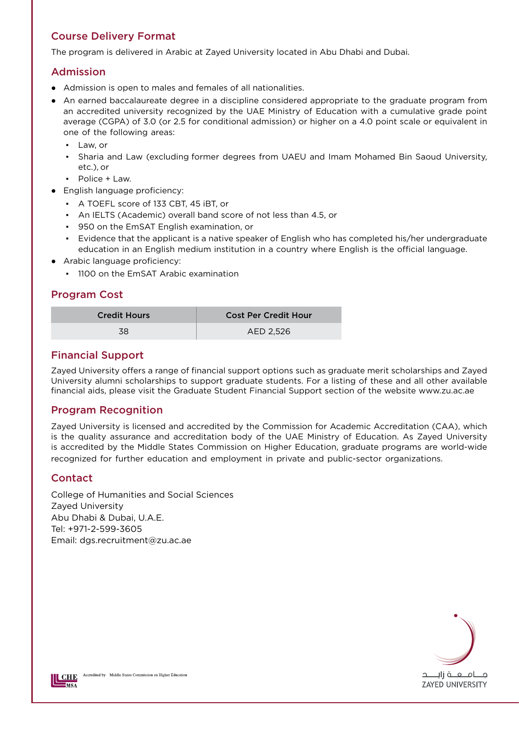## Course Delivery Format

The program is delivered in Arabic at Zayed University located in Abu Dhabi and Dubai.

## Admission

- Admission is open to males and females of all nationalities.
- An earned baccalaureate degree in a discipline considered appropriate to the graduate program from an accredited university recognized by the UAE Ministry of Education with a cumulative grade point average (CGPA) of 3.0 (or 2.5 for conditional admission) or higher on a 4.0 point scale or equivalent in one of the following areas:
  - Law, or
  - Sharia and Law (excluding former degrees from UAEU and Imam Mohamed Bin Saoud University, etc.), or
  - Police + Law.
- English language proficiency:
  - A TOEFL score of 133 CBT, 45 iBT, or
  - An IELTS (Academic) overall band score of not less than 4.5, or
  - 950 on the EmSAT English examination, or
  - Evidence that the applicant is a native speaker of English who has completed his/her undergraduate education in an English medium institution in a country where English is the official language.
- Arabic language proficiency:
  - 1100 on the EmSAT Arabic examination

## Program Cost

| Credit Hours | Cost Per Credit Hour |
|---|---|
| 38 | AED 2,526 |

## Financial Support

Zayed University offers a range of financial support options such as graduate merit scholarships and Zayed University alumni scholarships to support graduate students. For a listing of these and all other available financial aids, please visit the Graduate Student Financial Support section of the website www.zu.ac.ae

## Program Recognition

Zayed University is licensed and accredited by the Commission for Academic Accreditation (CAA), which is the quality assurance and accreditation body of the UAE Ministry of Education. As Zayed University is accredited by the Middle States Commission on Higher Education, graduate programs are world-wide recognized for further education and employment in private and public-sector organizations.

## Contact

College of Humanities and Social Sciences
Zayed University
Abu Dhabi & Dubai, U.A.E.
Tel: +971-2-599-3605
Email: dgs.recruitment@zu.ac.ae

CHE MSA Accredited by Middle States Commission on Higher Education

جـــامـــعـــة زايــــد
ZAYED UNIVERSITY